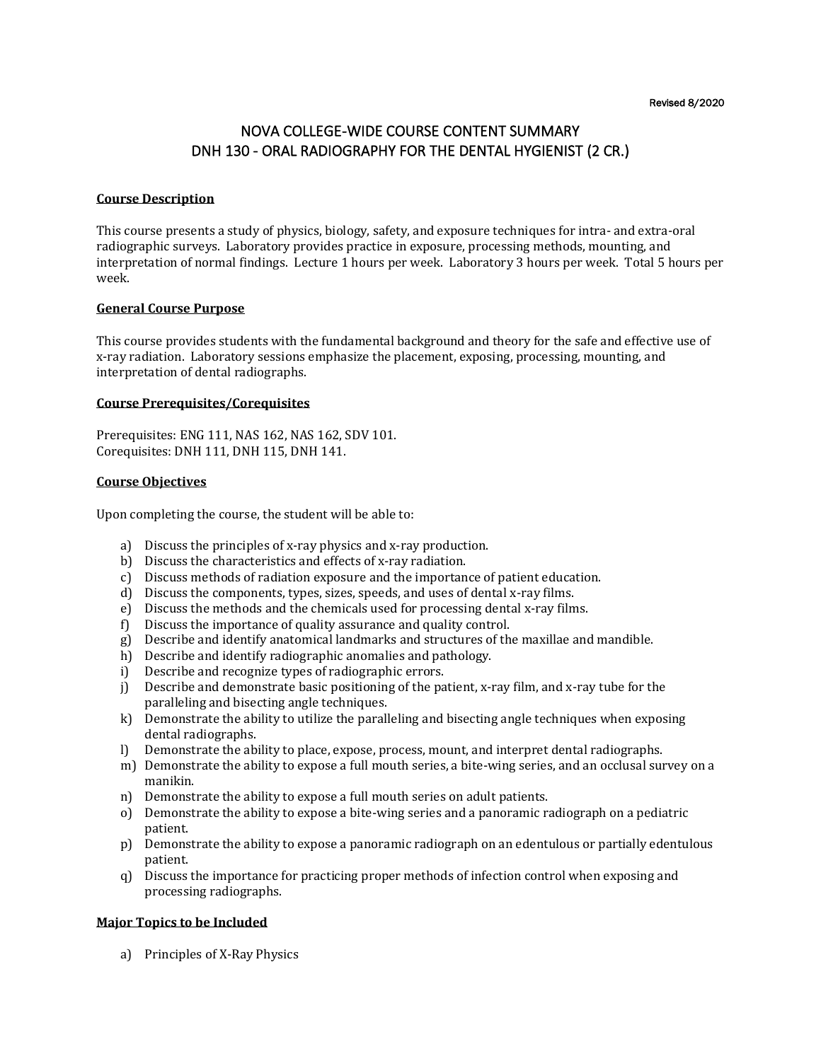Revised 8/2020

# NOVA COLLEGE-WIDE COURSE CONTENT SUMMARY
# DNH 130 - ORAL RADIOGRAPHY FOR THE DENTAL HYGIENIST (2 CR.)

## Course Description

This course presents a study of physics, biology, safety, and exposure techniques for intra- and extra-oral radiographic surveys. Laboratory provides practice in exposure, processing methods, mounting, and interpretation of normal findings. Lecture 1 hours per week. Laboratory 3 hours per week. Total 5 hours per week.

## General Course Purpose

This course provides students with the fundamental background and theory for the safe and effective use of x-ray radiation. Laboratory sessions emphasize the placement, exposing, processing, mounting, and interpretation of dental radiographs.

## Course Prerequisites/Corequisites

Prerequisites: ENG 111, NAS 162, NAS 162, SDV 101.
Corequisites: DNH 111, DNH 115, DNH 141.

## Course Objectives

Upon completing the course, the student will be able to:

a) Discuss the principles of x-ray physics and x-ray production.
b) Discuss the characteristics and effects of x-ray radiation.
c) Discuss methods of radiation exposure and the importance of patient education.
d) Discuss the components, types, sizes, speeds, and uses of dental x-ray films.
e) Discuss the methods and the chemicals used for processing dental x-ray films.
f) Discuss the importance of quality assurance and quality control.
g) Describe and identify anatomical landmarks and structures of the maxillae and mandible.
h) Describe and identify radiographic anomalies and pathology.
i) Describe and recognize types of radiographic errors.
j) Describe and demonstrate basic positioning of the patient, x-ray film, and x-ray tube for the paralleling and bisecting angle techniques.
k) Demonstrate the ability to utilize the paralleling and bisecting angle techniques when exposing dental radiographs.
l) Demonstrate the ability to place, expose, process, mount, and interpret dental radiographs.
m) Demonstrate the ability to expose a full mouth series, a bite-wing series, and an occlusal survey on a manikin.
n) Demonstrate the ability to expose a full mouth series on adult patients.
o) Demonstrate the ability to expose a bite-wing series and a panoramic radiograph on a pediatric patient.
p) Demonstrate the ability to expose a panoramic radiograph on an edentulous or partially edentulous patient.
q) Discuss the importance for practicing proper methods of infection control when exposing and processing radiographs.

## Major Topics to be Included

a) Principles of X-Ray Physics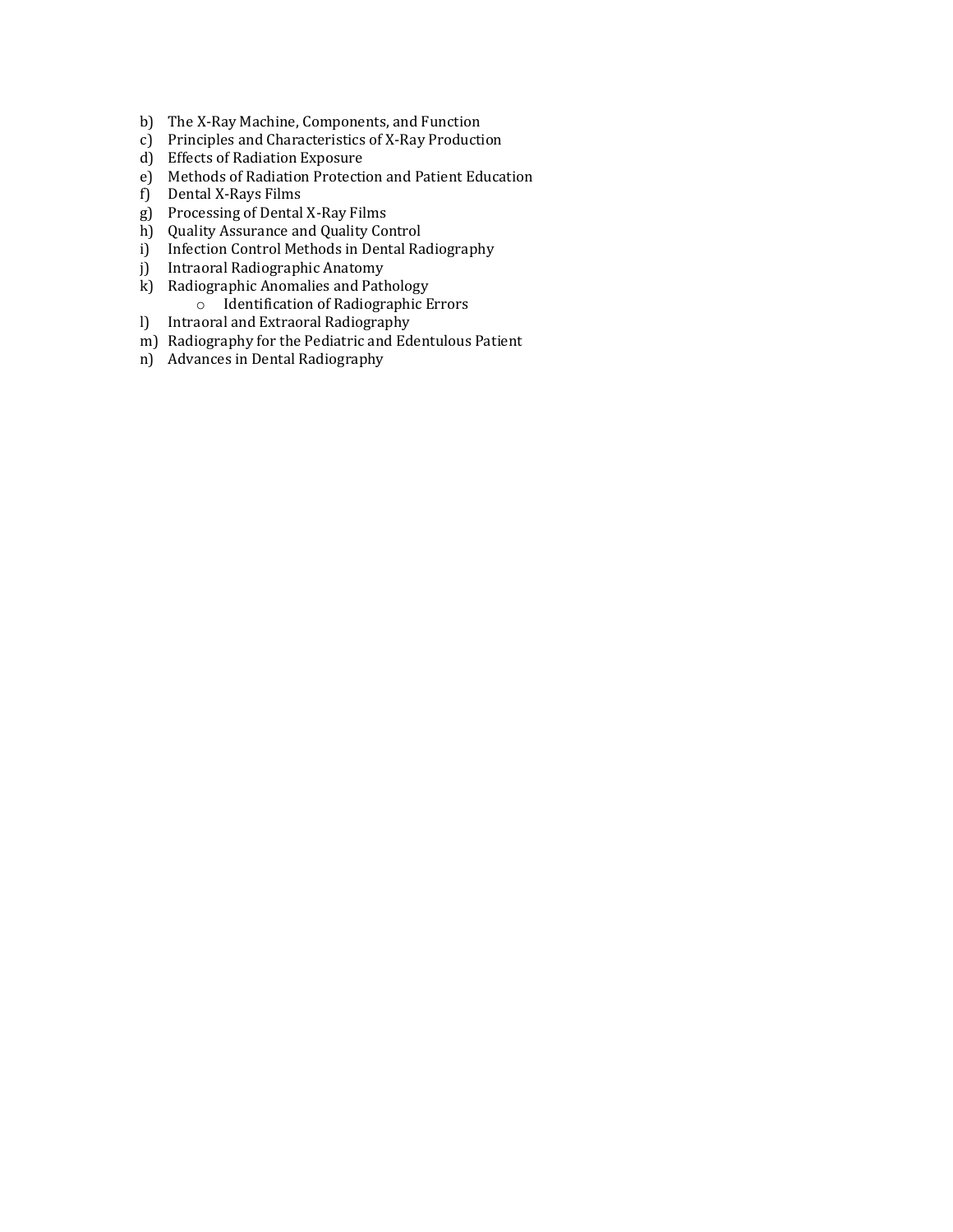b) The X-Ray Machine, Components, and Function
c) Principles and Characteristics of X-Ray Production
d) Effects of Radiation Exposure
e) Methods of Radiation Protection and Patient Education
f) Dental X-Rays Films
g) Processing of Dental X-Ray Films
h) Quality Assurance and Quality Control
i) Infection Control Methods in Dental Radiography
j) Intraoral Radiographic Anatomy
k) Radiographic Anomalies and Pathology
   - Identification of Radiographic Errors
l) Intraoral and Extraoral Radiography
m) Radiography for the Pediatric and Edentulous Patient
n) Advances in Dental Radiography